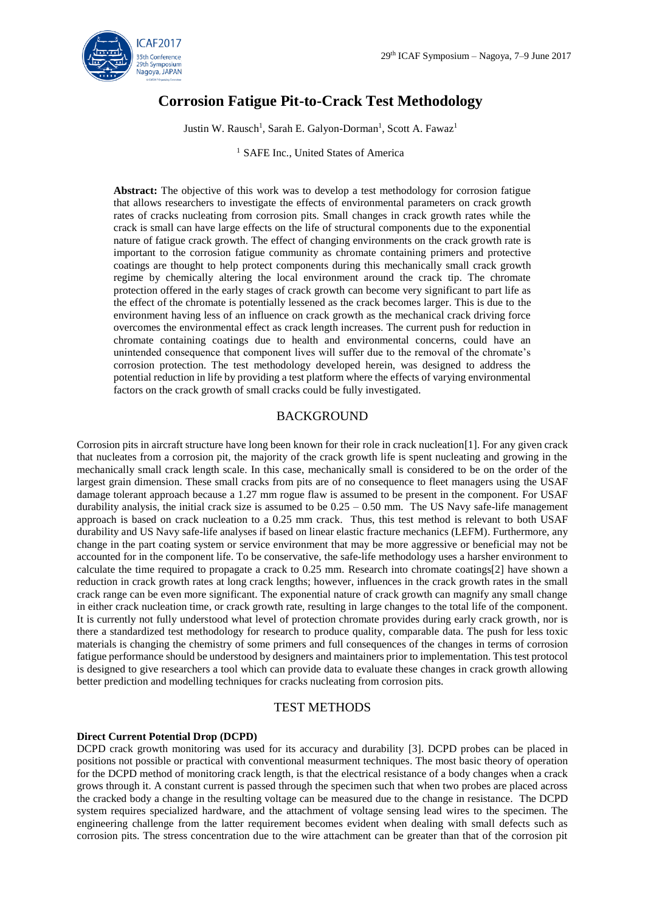# Corrosion Fatigue Pit-to-Crack Test Methodology

Justin W. Rausch[1], Sarah E. Galyon-Dorman[1], Scott A. Fawaz[1]

[1] SAFE Inc., United States of America

**Abstract:** The objective of this work was to develop a test methodology for corrosion fatigue that allows researchers to investigate the effects of environmental parameters on crack growth rates of cracks nucleating from corrosion pits. Small changes in crack growth rates while the crack is small can have large effects on the life of structural components due to the exponential nature of fatigue crack growth. The effect of changing environments on the crack growth rate is important to the corrosion fatigue community as chromate containing primers and protective coatings are thought to help protect components during this mechanically small crack growth regime by chemically altering the local environment around the crack tip. The chromate protection offered in the early stages of crack growth can become very significant to part life as the effect of the chromate is potentially lessened as the crack becomes larger. This is due to the environment having less of an influence on crack growth as the mechanical crack driving force overcomes the environmental effect as crack length increases. The current push for reduction in chromate containing coatings due to health and environmental concerns, could have an unintended consequence that component lives will suffer due to the removal of the chromate's corrosion protection. The test methodology developed herein, was designed to address the potential reduction in life by providing a test platform where the effects of varying environmental factors on the crack growth of small cracks could be fully investigated.

## BACKGROUND

Corrosion pits in aircraft structure have long been known for their role in crack nucleation[1]. For any given crack that nucleates from a corrosion pit, the majority of the crack growth life is spent nucleating and growing in the mechanically small crack length scale. In this case, mechanically small is considered to be on the order of the largest grain dimension. These small cracks from pits are of no consequence to fleet managers using the USAF damage tolerant approach because a 1.27 mm rogue flaw is assumed to be present in the component. For USAF durability analysis, the initial crack size is assumed to be 0.25 – 0.50 mm. The US Navy safe-life management approach is based on crack nucleation to a 0.25 mm crack. Thus, this test method is relevant to both USAF durability and US Navy safe-life analyses if based on linear elastic fracture mechanics (LEFM). Furthermore, any change in the part coating system or service environment that may be more aggressive or beneficial may not be accounted for in the component life. To be conservative, the safe-life methodology uses a harsher environment to calculate the time required to propagate a crack to 0.25 mm. Research into chromate coatings[2] have shown a reduction in crack growth rates at long crack lengths; however, influences in the crack growth rates in the small crack range can be even more significant. The exponential nature of crack growth can magnify any small change in either crack nucleation time, or crack growth rate, resulting in large changes to the total life of the component. It is currently not fully understood what level of protection chromate provides during early crack growth, nor is there a standardized test methodology for research to produce quality, comparable data. The push for less toxic materials is changing the chemistry of some primers and full consequences of the changes in terms of corrosion fatigue performance should be understood by designers and maintainers prior to implementation. This test protocol is designed to give researchers a tool which can provide data to evaluate these changes in crack growth allowing better prediction and modelling techniques for cracks nucleating from corrosion pits.

## TEST METHODS

### Direct Current Potential Drop (DCPD)

DCPD crack growth monitoring was used for its accuracy and durability [3]. DCPD probes can be placed in positions not possible or practical with conventional measurment techniques. The most basic theory of operation for the DCPD method of monitoring crack length, is that the electrical resistance of a body changes when a crack grows through it. A constant current is passed through the specimen such that when two probes are placed across the cracked body a change in the resulting voltage can be measured due to the change in resistance. The DCPD system requires specialized hardware, and the attachment of voltage sensing lead wires to the specimen. The engineering challenge from the latter requirement becomes evident when dealing with small defects such as corrosion pits. The stress concentration due to the wire attachment can be greater than that of the corrosion pit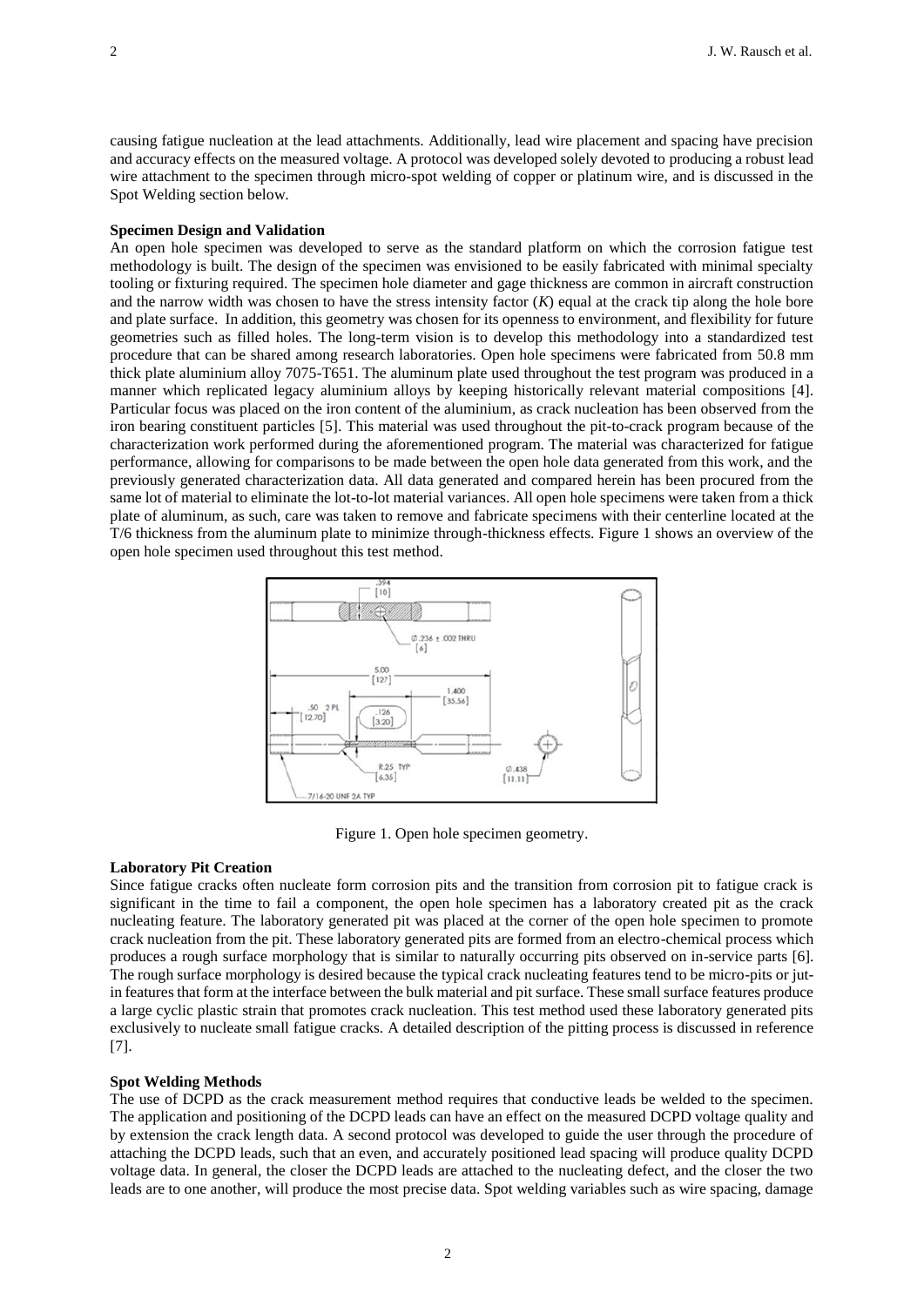causing fatigue nucleation at the lead attachments. Additionally, lead wire placement and spacing have precision and accuracy effects on the measured voltage. A protocol was developed solely devoted to producing a robust lead wire attachment to the specimen through micro-spot welding of copper or platinum wire, and is discussed in the Spot Welding section below.

**Specimen Design and Validation**

An open hole specimen was developed to serve as the standard platform on which the corrosion fatigue test methodology is built. The design of the specimen was envisioned to be easily fabricated with minimal specialty tooling or fixturing required. The specimen hole diameter and gage thickness are common in aircraft construction and the narrow width was chosen to have the stress intensity factor ($K$) equal at the crack tip along the hole bore and plate surface. In addition, this geometry was chosen for its openness to environment, and flexibility for future geometries such as filled holes. The long-term vision is to develop this methodology into a standardized test procedure that can be shared among research laboratories. Open hole specimens were fabricated from 50.8 mm thick plate aluminium alloy 7075-T651. The aluminum plate used throughout the test program was produced in a manner which replicated legacy aluminium alloys by keeping historically relevant material compositions [4]. Particular focus was placed on the iron content of the aluminium, as crack nucleation has been observed from the iron bearing constituent particles [5]. This material was used throughout the pit-to-crack program because of the characterization work performed during the aforementioned program. The material was characterized for fatigue performance, allowing for comparisons to be made between the open hole data generated from this work, and the previously generated characterization data. All data generated and compared herein has been procured from the same lot of material to eliminate the lot-to-lot material variances. All open hole specimens were taken from a thick plate of aluminum, as such, care was taken to remove and fabricate specimens with their centerline located at the T/6 thickness from the aluminum plate to minimize through-thickness effects. Figure 1 shows an overview of the open hole specimen used throughout this test method.

Figure 1. Open hole specimen geometry.

**Laboratory Pit Creation**

Since fatigue cracks often nucleate form corrosion pits and the transition from corrosion pit to fatigue crack is significant in the time to fail a component, the open hole specimen has a laboratory created pit as the crack nucleating feature. The laboratory generated pit was placed at the corner of the open hole specimen to promote crack nucleation from the pit. These laboratory generated pits are formed from an electro-chemical process which produces a rough surface morphology that is similar to naturally occurring pits observed on in-service parts [6]. The rough surface morphology is desired because the typical crack nucleating features tend to be micro-pits or jut-in features that form at the interface between the bulk material and pit surface. These small surface features produce a large cyclic plastic strain that promotes crack nucleation. This test method used these laboratory generated pits exclusively to nucleate small fatigue cracks. A detailed description of the pitting process is discussed in reference [7].

**Spot Welding Methods**

The use of DCPD as the crack measurement method requires that conductive leads be welded to the specimen. The application and positioning of the DCPD leads can have an effect on the measured DCPD voltage quality and by extension the crack length data. A second protocol was developed to guide the user through the procedure of attaching the DCPD leads, such that an even, and accurately positioned lead spacing will produce quality DCPD voltage data. In general, the closer the DCPD leads are attached to the nucleating defect, and the closer the two leads are to one another, will produce the most precise data. Spot welding variables such as wire spacing, damage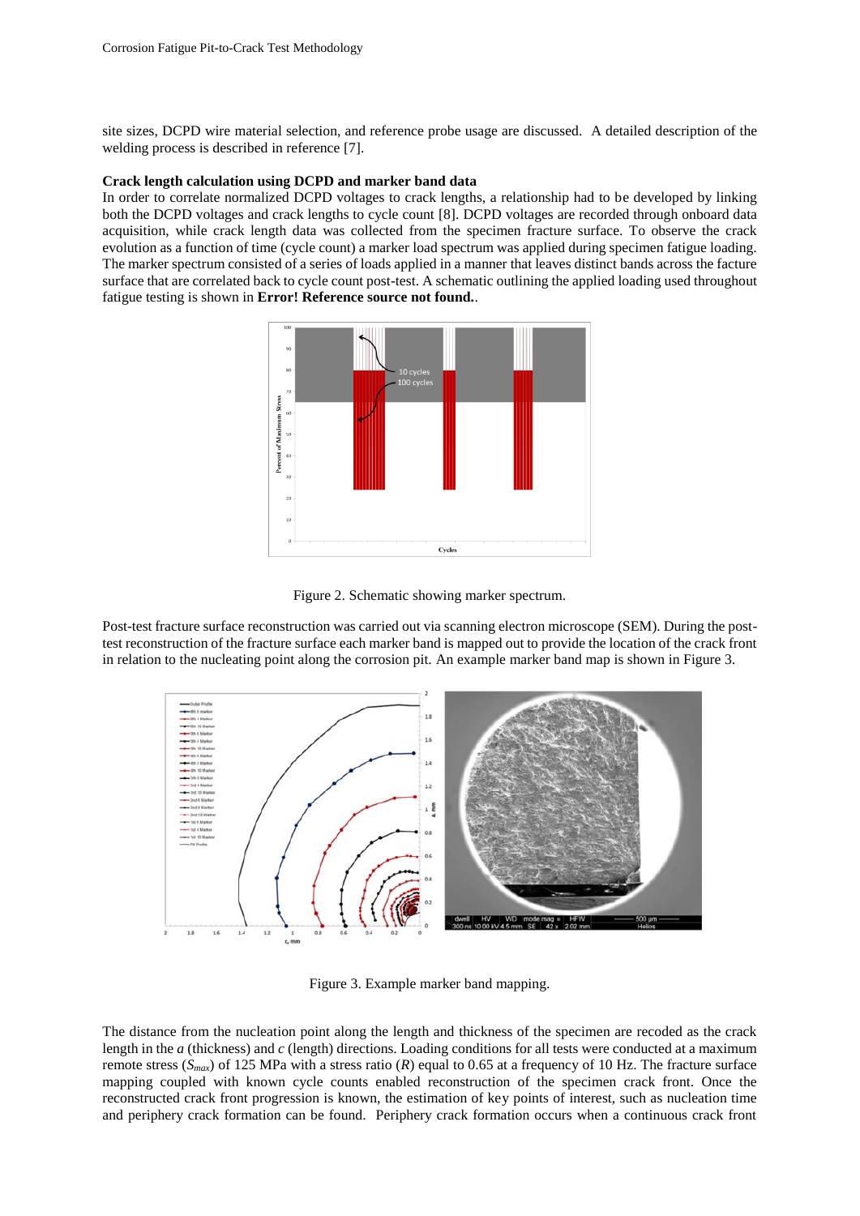site sizes, DCPD wire material selection, and reference probe usage are discussed. A detailed description of the welding process is described in reference [7].

**Crack length calculation using DCPD and marker band data**

In order to correlate normalized DCPD voltages to crack lengths, a relationship had to be developed by linking both the DCPD voltages and crack lengths to cycle count [8]. DCPD voltages are recorded through onboard data acquisition, while crack length data was collected from the specimen fracture surface. To observe the crack evolution as a function of time (cycle count) a marker load spectrum was applied during specimen fatigue loading. The marker spectrum consisted of a series of loads applied in a manner that leaves distinct bands across the facture surface that are correlated back to cycle count post-test. A schematic outlining the applied loading used throughout fatigue testing is shown in **Error! Reference source not found.**.

Figure 2. Schematic showing marker spectrum.

Post-test fracture surface reconstruction was carried out via scanning electron microscope (SEM). During the post-test reconstruction of the fracture surface each marker band is mapped out to provide the location of the crack front in relation to the nucleating point along the corrosion pit. An example marker band map is shown in Figure 3.

Figure 3. Example marker band mapping.

The distance from the nucleation point along the length and thickness of the specimen are recoded as the crack length in the *a* (thickness) and *c* (length) directions. Loading conditions for all tests were conducted at a maximum remote stress ($S_{max}$) of 125 MPa with a stress ratio ($R$) equal to 0.65 at a frequency of 10 Hz. The fracture surface mapping coupled with known cycle counts enabled reconstruction of the specimen crack front. Once the reconstructed crack front progression is known, the estimation of key points of interest, such as nucleation time and periphery crack formation can be found. Periphery crack formation occurs when a continuous crack front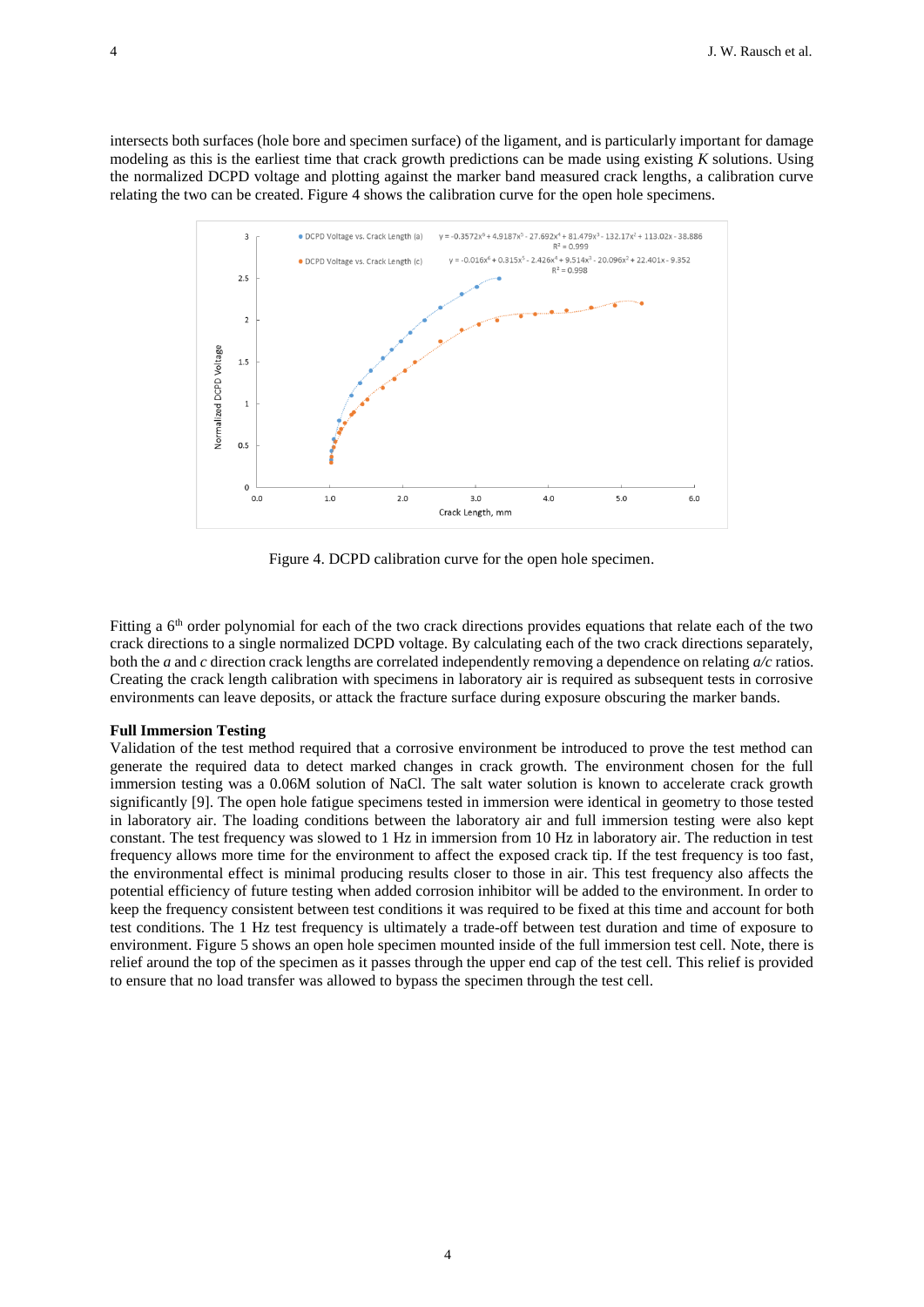intersects both surfaces (hole bore and specimen surface) of the ligament, and is particularly important for damage modeling as this is the earliest time that crack growth predictions can be made using existing *K* solutions. Using the normalized DCPD voltage and plotting against the marker band measured crack lengths, a calibration curve relating the two can be created. Figure 4 shows the calibration curve for the open hole specimens.

Figure 4. DCPD calibration curve for the open hole specimen.

Fitting a 6[th] order polynomial for each of the two crack directions provides equations that relate each of the two crack directions to a single normalized DCPD voltage. By calculating each of the two crack directions separately, both the *a* and *c* direction crack lengths are correlated independently removing a dependence on relating *a/c* ratios. Creating the crack length calibration with specimens in laboratory air is required as subsequent tests in corrosive environments can leave deposits, or attack the fracture surface during exposure obscuring the marker bands.

**Full Immersion Testing**

Validation of the test method required that a corrosive environment be introduced to prove the test method can generate the required data to detect marked changes in crack growth. The environment chosen for the full immersion testing was a 0.06M solution of NaCl. The salt water solution is known to accelerate crack growth significantly [9]. The open hole fatigue specimens tested in immersion were identical in geometry to those tested in laboratory air. The loading conditions between the laboratory air and full immersion testing were also kept constant. The test frequency was slowed to 1 Hz in immersion from 10 Hz in laboratory air. The reduction in test frequency allows more time for the environment to affect the exposed crack tip. If the test frequency is too fast, the environmental effect is minimal producing results closer to those in air. This test frequency also affects the potential efficiency of future testing when added corrosion inhibitor will be added to the environment. In order to keep the frequency consistent between test conditions it was required to be fixed at this time and account for both test conditions. The 1 Hz test frequency is ultimately a trade-off between test duration and time of exposure to environment. Figure 5 shows an open hole specimen mounted inside of the full immersion test cell. Note, there is relief around the top of the specimen as it passes through the upper end cap of the test cell. This relief is provided to ensure that no load transfer was allowed to bypass the specimen through the test cell.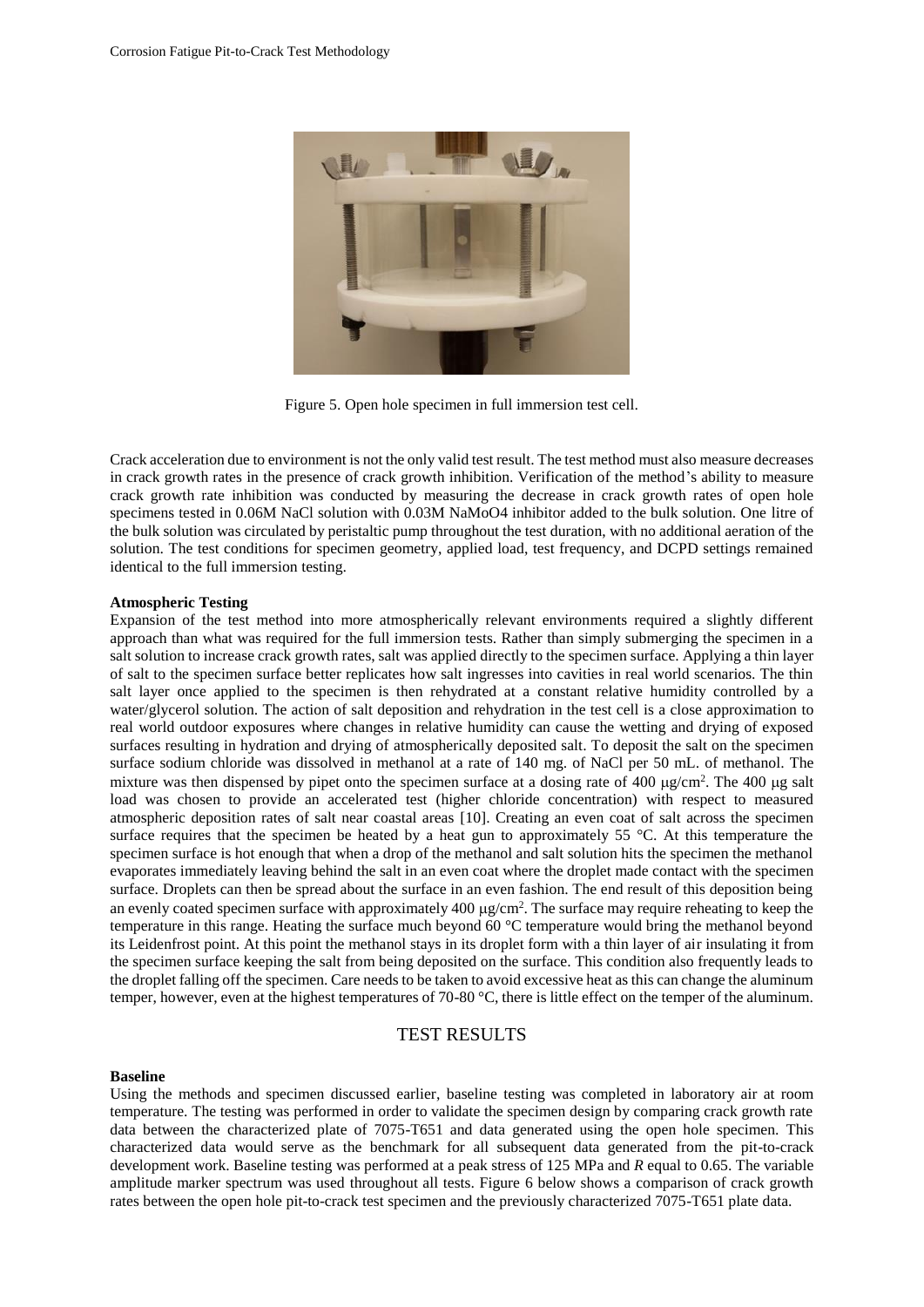Figure 5. Open hole specimen in full immersion test cell.

Crack acceleration due to environment is not the only valid test result. The test method must also measure decreases in crack growth rates in the presence of crack growth inhibition. Verification of the method's ability to measure crack growth rate inhibition was conducted by measuring the decrease in crack growth rates of open hole specimens tested in 0.06M NaCl solution with 0.03M $NaMoO_4$ inhibitor added to the bulk solution. One litre of the bulk solution was circulated by peristaltic pump throughout the test duration, with no additional aeration of the solution. The test conditions for specimen geometry, applied load, test frequency, and DCPD settings remained identical to the full immersion testing.

**Atmospheric Testing**

Expansion of the test method into more atmospherically relevant environments required a slightly different approach than what was required for the full immersion tests. Rather than simply submerging the specimen in a salt solution to increase crack growth rates, salt was applied directly to the specimen surface. Applying a thin layer of salt to the specimen surface better replicates how salt ingresses into cavities in real world scenarios. The thin salt layer once applied to the specimen is then rehydrated at a constant relative humidity controlled by a water/glycerol solution. The action of salt deposition and rehydration in the test cell is a close approximation to real world outdoor exposures where changes in relative humidity can cause the wetting and drying of exposed surfaces resulting in hydration and drying of atmospherically deposited salt. To deposit the salt on the specimen surface sodium chloride was dissolved in methanol at a rate of 140 mg. of NaCl per 50 mL. of methanol. The mixture was then dispensed by pipet onto the specimen surface at a dosing rate of 400 $\mu g/cm^2$. The 400 $\mu g$ salt load was chosen to provide an accelerated test (higher chloride concentration) with respect to measured atmospheric deposition rates of salt near coastal areas [10]. Creating an even coat of salt across the specimen surface requires that the specimen be heated by a heat gun to approximately 55 °C. At this temperature the specimen surface is hot enough that when a drop of the methanol and salt solution hits the specimen the methanol evaporates immediately leaving behind the salt in an even coat where the droplet made contact with the specimen surface. Droplets can then be spread about the surface in an even fashion. The end result of this deposition being an evenly coated specimen surface with approximately 400 $\mu g/cm^2$. The surface may require reheating to keep the temperature in this range. Heating the surface much beyond 60 °C temperature would bring the methanol beyond its Leidenfrost point. At this point the methanol stays in its droplet form with a thin layer of air insulating it from the specimen surface keeping the salt from being deposited on the surface. This condition also frequently leads to the droplet falling off the specimen. Care needs to be taken to avoid excessive heat as this can change the aluminum temper, however, even at the highest temperatures of 70-80 °C, there is little effect on the temper of the aluminum.

## TEST RESULTS

**Baseline**

Using the methods and specimen discussed earlier, baseline testing was completed in laboratory air at room temperature. The testing was performed in order to validate the specimen design by comparing crack growth rate data between the characterized plate of 7075-T651 and data generated using the open hole specimen. This characterized data would serve as the benchmark for all subsequent data generated from the pit-to-crack development work. Baseline testing was performed at a peak stress of 125 MPa and $R$ equal to 0.65. The variable amplitude marker spectrum was used throughout all tests. Figure 6 below shows a comparison of crack growth rates between the open hole pit-to-crack test specimen and the previously characterized 7075-T651 plate data.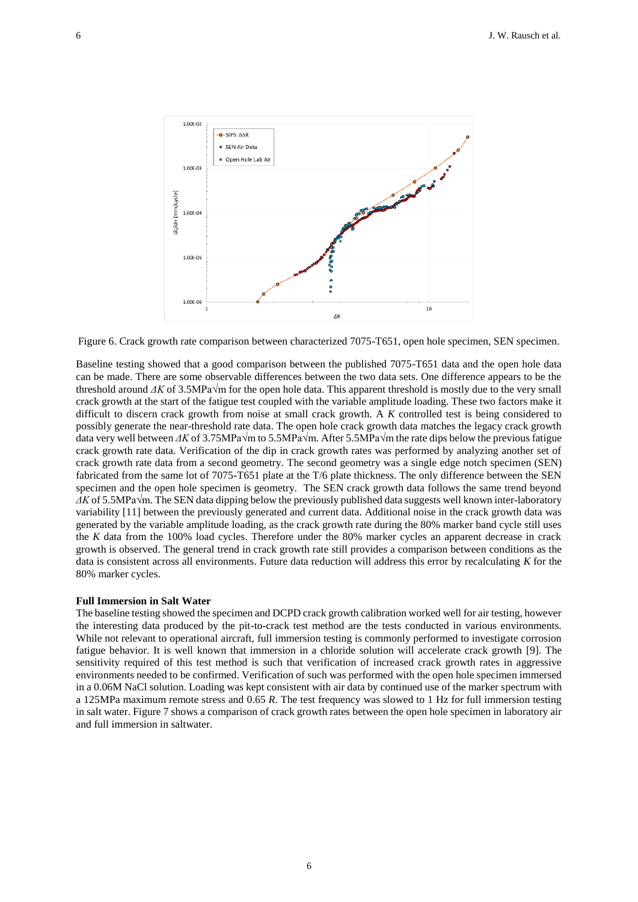Figure 6. Crack growth rate comparison between characterized 7075-T651, open hole specimen, SEN specimen.

Baseline testing showed that a good comparison between the published 7075-T651 data and the open hole data can be made. There are some observable differences between the two data sets. One difference appears to be the threshold around $\Delta K$ of 3.5MPa√m for the open hole data. This apparent threshold is mostly due to the very small crack growth at the start of the fatigue test coupled with the variable amplitude loading. These two factors make it difficult to discern crack growth from noise at small crack growth. A $K$ controlled test is being considered to possibly generate the near-threshold rate data. The open hole crack growth data matches the legacy crack growth data very well between $\Delta K$ of 3.75MPa√m to 5.5MPa√m. After 5.5MPa√m the rate dips below the previous fatigue crack growth rate data. Verification of the dip in crack growth rates was performed by analyzing another set of crack growth rate data from a second geometry. The second geometry was a single edge notch specimen (SEN) fabricated from the same lot of 7075-T651 plate at the T/6 plate thickness. The only difference between the SEN specimen and the open hole specimen is geometry. The SEN crack growth data follows the same trend beyond $\Delta K$ of 5.5MPa√m. The SEN data dipping below the previously published data suggests well known inter-laboratory variability [11] between the previously generated and current data. Additional noise in the crack growth data was generated by the variable amplitude loading, as the crack growth rate during the 80% marker band cycle still uses the $K$ data from the 100% load cycles. Therefore under the 80% marker cycles an apparent decrease in crack growth is observed. The general trend in crack growth rate still provides a comparison between conditions as the data is consistent across all environments. Future data reduction will address this error by recalculating $K$ for the 80% marker cycles.

## Full Immersion in Salt Water

The baseline testing showed the specimen and DCPD crack growth calibration worked well for air testing, however the interesting data produced by the pit-to-crack test method are the tests conducted in various environments. While not relevant to operational aircraft, full immersion testing is commonly performed to investigate corrosion fatigue behavior. It is well known that immersion in a chloride solution will accelerate crack growth [9]. The sensitivity required of this test method is such that verification of increased crack growth rates in aggressive environments needed to be confirmed. Verification of such was performed with the open hole specimen immersed in a 0.06M NaCl solution. Loading was kept consistent with air data by continued use of the marker spectrum with a 125MPa maximum remote stress and 0.65 $R$. The test frequency was slowed to 1 Hz for full immersion testing in salt water. Figure 7 shows a comparison of crack growth rates between the open hole specimen in laboratory air and full immersion in saltwater.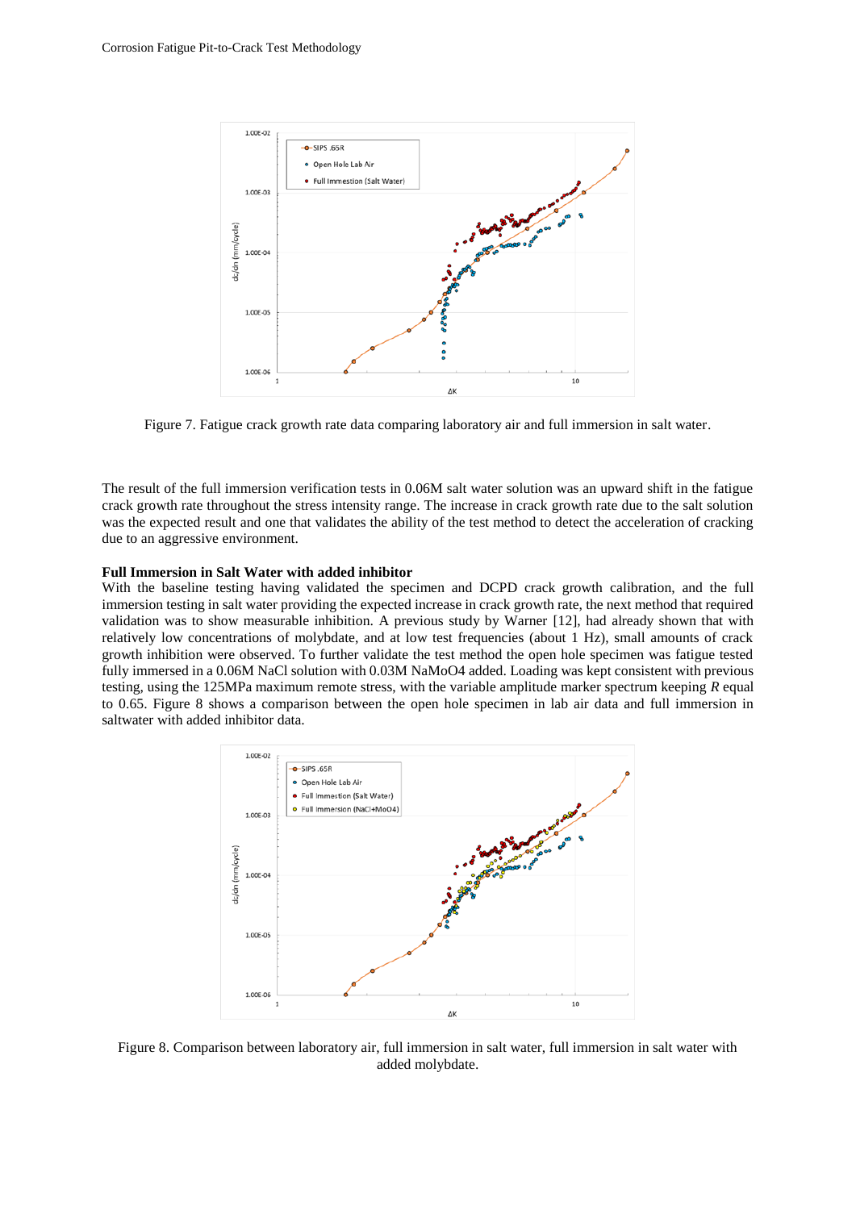Figure 7. Fatigue crack growth rate data comparing laboratory air and full immersion in salt water.

The result of the full immersion verification tests in 0.06M salt water solution was an upward shift in the fatigue crack growth rate throughout the stress intensity range. The increase in crack growth rate due to the salt solution was the expected result and one that validates the ability of the test method to detect the acceleration of cracking due to an aggressive environment.

**Full Immersion in Salt Water with added inhibitor**

With the baseline testing having validated the specimen and DCPD crack growth calibration, and the full immersion testing in salt water providing the expected increase in crack growth rate, the next method that required validation was to show measurable inhibition. A previous study by Warner [12], had already shown that with relatively low concentrations of molybdate, and at low test frequencies (about 1 Hz), small amounts of crack growth inhibition were observed. To further validate the test method the open hole specimen was fatigue tested fully immersed in a 0.06M NaCl solution with 0.03M $NaMoO_4$ added. Loading was kept consistent with previous testing, using the 125MPa maximum remote stress, with the variable amplitude marker spectrum keeping $R$ equal to 0.65. Figure 8 shows a comparison between the open hole specimen in lab air data and full immersion in saltwater with added inhibitor data.

Figure 8. Comparison between laboratory air, full immersion in salt water, full immersion in salt water with added molybdate.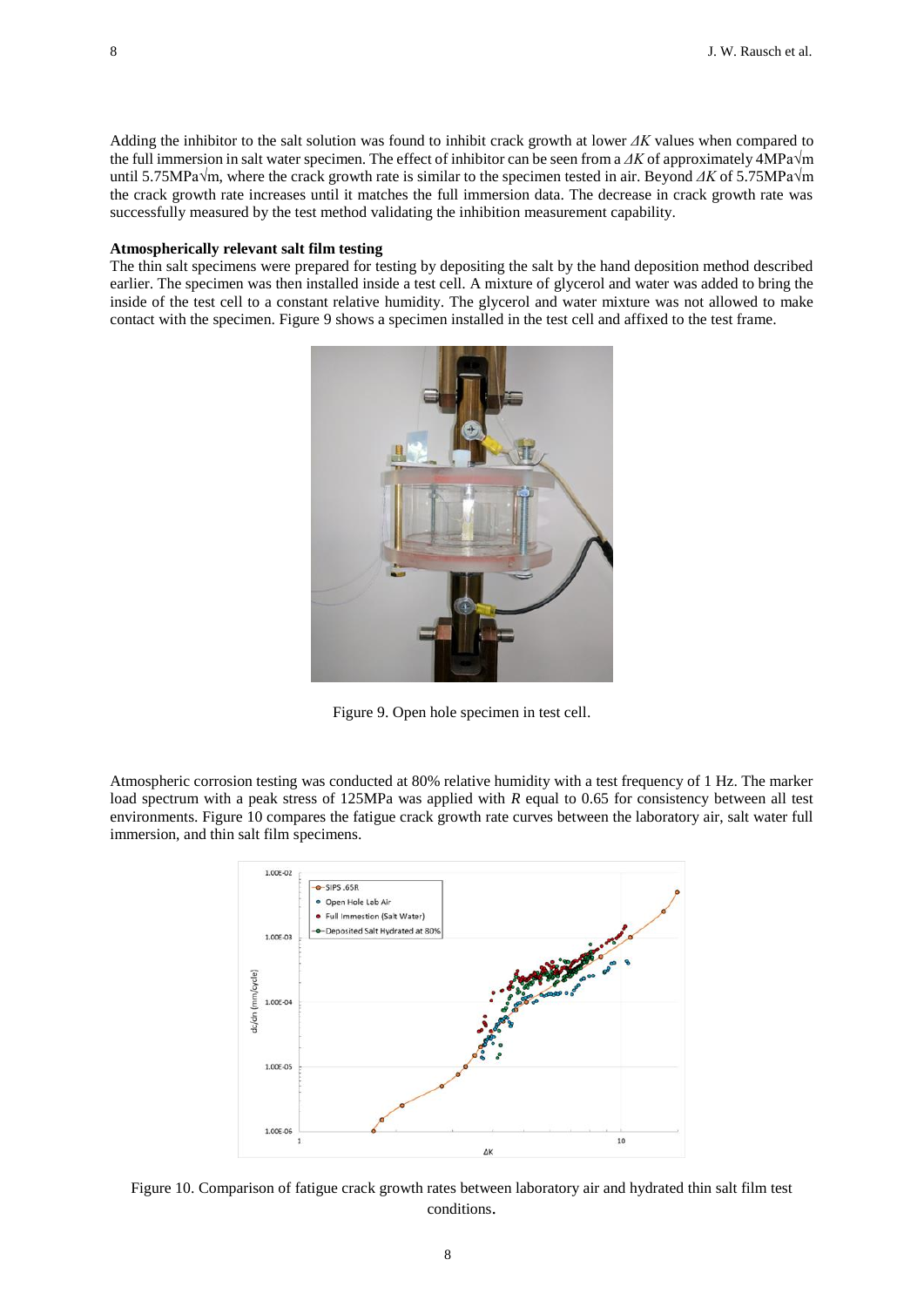Adding the inhibitor to the salt solution was found to inhibit crack growth at lower $\Delta K$ values when compared to the full immersion in salt water specimen. The effect of inhibitor can be seen from a $\Delta K$ of approximately 4MPa√m until 5.75MPa√m, where the crack growth rate is similar to the specimen tested in air. Beyond $\Delta K$ of 5.75MPa√m the crack growth rate increases until it matches the full immersion data. The decrease in crack growth rate was successfully measured by the test method validating the inhibition measurement capability.

**Atmospherically relevant salt film testing**

The thin salt specimens were prepared for testing by depositing the salt by the hand deposition method described earlier. The specimen was then installed inside a test cell. A mixture of glycerol and water was added to bring the inside of the test cell to a constant relative humidity. The glycerol and water mixture was not allowed to make contact with the specimen. Figure 9 shows a specimen installed in the test cell and affixed to the test frame.

Figure 9. Open hole specimen in test cell.

Atmospheric corrosion testing was conducted at 80% relative humidity with a test frequency of 1 Hz. The marker load spectrum with a peak stress of 125MPa was applied with $R$ equal to 0.65 for consistency between all test environments. Figure 10 compares the fatigue crack growth rate curves between the laboratory air, salt water full immersion, and thin salt film specimens.

Figure 10. Comparison of fatigue crack growth rates between laboratory air and hydrated thin salt film test conditions.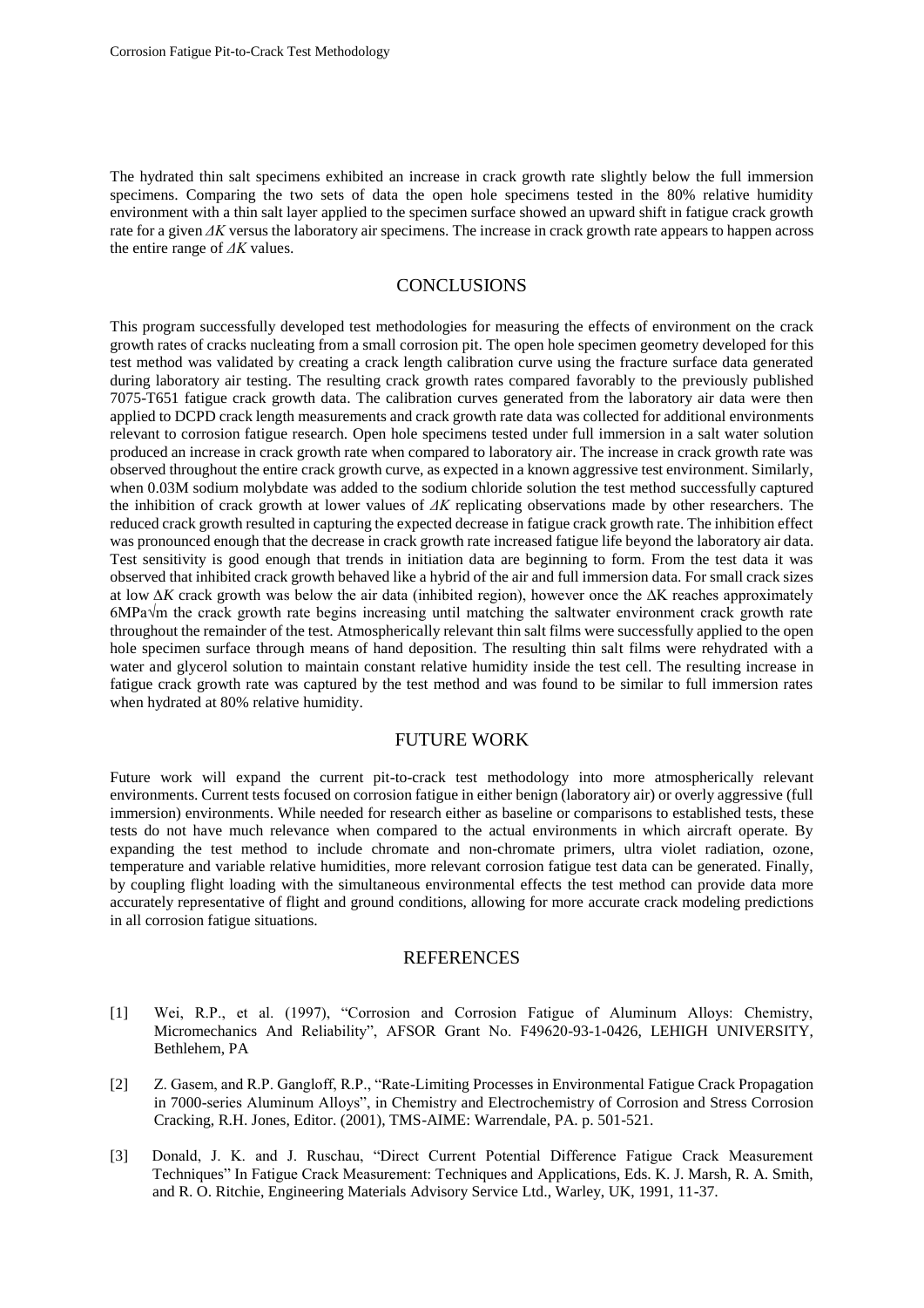The hydrated thin salt specimens exhibited an increase in crack growth rate slightly below the full immersion specimens. Comparing the two sets of data the open hole specimens tested in the 80% relative humidity environment with a thin salt layer applied to the specimen surface showed an upward shift in fatigue crack growth rate for a given $\Delta K$ versus the laboratory air specimens. The increase in crack growth rate appears to happen across the entire range of $\Delta K$ values.

## CONCLUSIONS

This program successfully developed test methodologies for measuring the effects of environment on the crack growth rates of cracks nucleating from a small corrosion pit. The open hole specimen geometry developed for this test method was validated by creating a crack length calibration curve using the fracture surface data generated during laboratory air testing. The resulting crack growth rates compared favorably to the previously published 7075-T651 fatigue crack growth data. The calibration curves generated from the laboratory air data were then applied to DCPD crack length measurements and crack growth rate data was collected for additional environments relevant to corrosion fatigue research. Open hole specimens tested under full immersion in a salt water solution produced an increase in crack growth rate when compared to laboratory air. The increase in crack growth rate was observed throughout the entire crack growth curve, as expected in a known aggressive test environment. Similarly, when 0.03M sodium molybdate was added to the sodium chloride solution the test method successfully captured the inhibition of crack growth at lower values of $\Delta K$ replicating observations made by other researchers. The reduced crack growth resulted in capturing the expected decrease in fatigue crack growth rate. The inhibition effect was pronounced enough that the decrease in crack growth rate increased fatigue life beyond the laboratory air data. Test sensitivity is good enough that trends in initiation data are beginning to form. From the test data it was observed that inhibited crack growth behaved like a hybrid of the air and full immersion data. For small crack sizes at low $\Delta K$ crack growth was below the air data (inhibited region), however once the $\Delta K$ reaches approximately $6 MPa\sqrt{m}$ the crack growth rate begins increasing until matching the saltwater environment crack growth rate throughout the remainder of the test. Atmospherically relevant thin salt films were successfully applied to the open hole specimen surface through means of hand deposition. The resulting thin salt films were rehydrated with a water and glycerol solution to maintain constant relative humidity inside the test cell. The resulting increase in fatigue crack growth rate was captured by the test method and was found to be similar to full immersion rates when hydrated at 80% relative humidity.

## FUTURE WORK

Future work will expand the current pit-to-crack test methodology into more atmospherically relevant environments. Current tests focused on corrosion fatigue in either benign (laboratory air) or overly aggressive (full immersion) environments. While needed for research either as baseline or comparisons to established tests, these tests do not have much relevance when compared to the actual environments in which aircraft operate. By expanding the test method to include chromate and non-chromate primers, ultra violet radiation, ozone, temperature and variable relative humidities, more relevant corrosion fatigue test data can be generated. Finally, by coupling flight loading with the simultaneous environmental effects the test method can provide data more accurately representative of flight and ground conditions, allowing for more accurate crack modeling predictions in all corrosion fatigue situations.

## REFERENCES

[1] Wei, R.P., et al. (1997), "Corrosion and Corrosion Fatigue of Aluminum Alloys: Chemistry, Micromechanics And Reliability", AFSOR Grant No. F49620-93-1-0426, LEHIGH UNIVERSITY, Bethlehem, PA

[2] Z. Gasem, and R.P. Gangloff, R.P., "Rate-Limiting Processes in Environmental Fatigue Crack Propagation in 7000-series Aluminum Alloys", in Chemistry and Electrochemistry of Corrosion and Stress Corrosion Cracking, R.H. Jones, Editor. (2001), TMS-AIME: Warrendale, PA. p. 501-521.

[3] Donald, J. K. and J. Ruschau, "Direct Current Potential Difference Fatigue Crack Measurement Techniques" In Fatigue Crack Measurement: Techniques and Applications, Eds. K. J. Marsh, R. A. Smith, and R. O. Ritchie, Engineering Materials Advisory Service Ltd., Warley, UK, 1991, 11-37.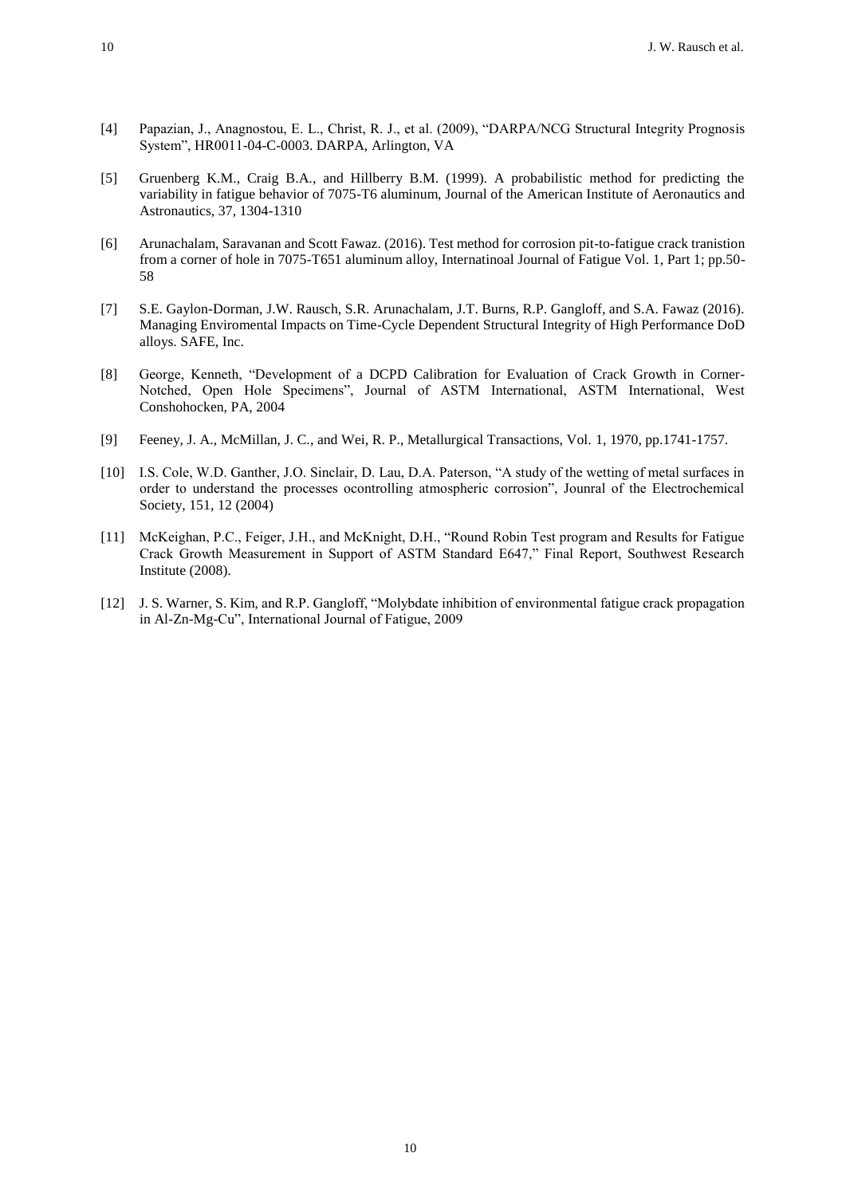[4] Papazian, J., Anagnostou, E. L., Christ, R. J., et al. (2009), "DARPA/NCG Structural Integrity Prognosis System", HR0011-04-C-0003. DARPA, Arlington, VA

[5] Gruenberg K.M., Craig B.A., and Hillberry B.M. (1999). A probabilistic method for predicting the variability in fatigue behavior of 7075-T6 aluminum, Journal of the American Institute of Aeronautics and Astronautics, 37, 1304-1310

[6] Arunachalam, Saravanan and Scott Fawaz. (2016). Test method for corrosion pit-to-fatigue crack tranistion from a corner of hole in 7075-T651 aluminum alloy, Internatinoal Journal of Fatigue Vol. 1, Part 1; pp.50-58

[7] S.E. Gaylon-Dorman, J.W. Rausch, S.R. Arunachalam, J.T. Burns, R.P. Gangloff, and S.A. Fawaz (2016). Managing Enviromental Impacts on Time-Cycle Dependent Structural Integrity of High Performance DoD alloys. SAFE, Inc.

[8] George, Kenneth, "Development of a DCPD Calibration for Evaluation of Crack Growth in Corner-Notched, Open Hole Specimens", Journal of ASTM International, ASTM International, West Conshohocken, PA, 2004

[9] Feeney, J. A., McMillan, J. C., and Wei, R. P., Metallurgical Transactions, Vol. 1, 1970, pp.1741-1757.

[10] I.S. Cole, W.D. Ganther, J.O. Sinclair, D. Lau, D.A. Paterson, "A study of the wetting of metal surfaces in order to understand the processes ocontrolling atmospheric corrosion", Jounral of the Electrochemical Society, 151, 12 (2004)

[11] McKeighan, P.C., Feiger, J.H., and McKnight, D.H., "Round Robin Test program and Results for Fatigue Crack Growth Measurement in Support of ASTM Standard E647," Final Report, Southwest Research Institute (2008).

[12] J. S. Warner, S. Kim, and R.P. Gangloff, "Molybdate inhibition of environmental fatigue crack propagation in Al-Zn-Mg-Cu", International Journal of Fatigue, 2009